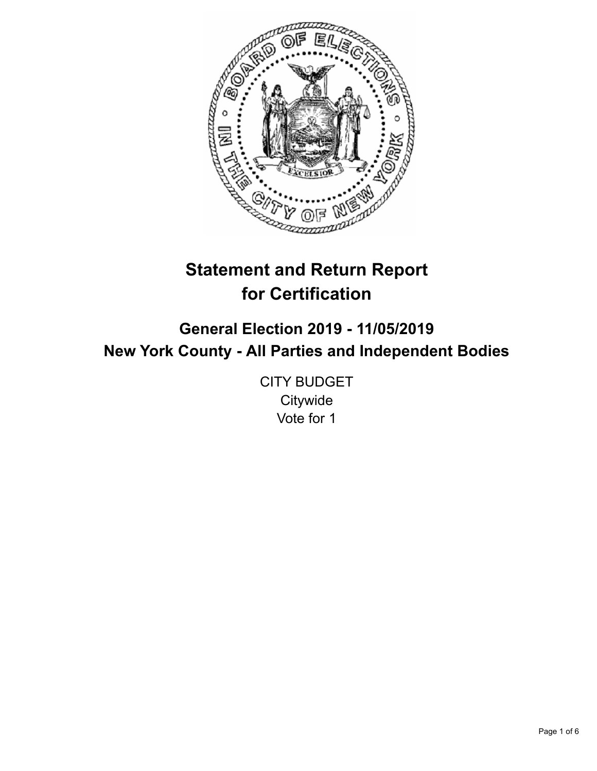# Statement and Return Report for Certification

## General Election 2019 - 11/05/2019
## New York County - All Parties and Independent Bodies

CITY BUDGET
Citywide
Vote for 1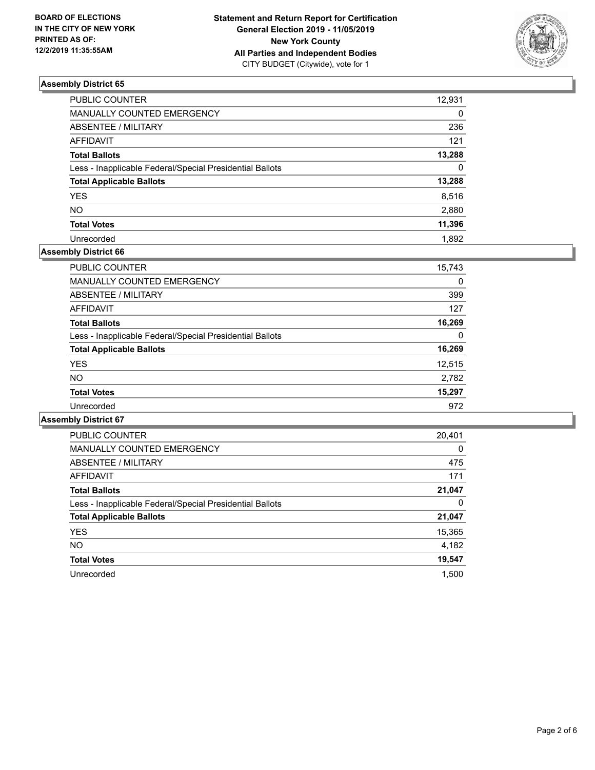## Assembly District 65

| | |
|---|---|
| PUBLIC COUNTER | 12,931 |
| MANUALLY COUNTED EMERGENCY | 0 |
| ABSENTEE / MILITARY | 236 |
| AFFIDAVIT | 121 |
| **Total Ballots** | **13,288** |
| Less - Inapplicable Federal/Special Presidential Ballots | 0 |
| **Total Applicable Ballots** | **13,288** |
| YES | 8,516 |
| NO | 2,880 |
| **Total Votes** | **11,396** |
| Unrecorded | 1,892 |

## Assembly District 66

| | |
|---|---|
| PUBLIC COUNTER | 15,743 |
| MANUALLY COUNTED EMERGENCY | 0 |
| ABSENTEE / MILITARY | 399 |
| AFFIDAVIT | 127 |
| **Total Ballots** | **16,269** |
| Less - Inapplicable Federal/Special Presidential Ballots | 0 |
| **Total Applicable Ballots** | **16,269** |
| YES | 12,515 |
| NO | 2,782 |
| **Total Votes** | **15,297** |
| Unrecorded | 972 |

## Assembly District 67

| | |
|---|---|
| PUBLIC COUNTER | 20,401 |
| MANUALLY COUNTED EMERGENCY | 0 |
| ABSENTEE / MILITARY | 475 |
| AFFIDAVIT | 171 |
| **Total Ballots** | **21,047** |
| Less - Inapplicable Federal/Special Presidential Ballots | 0 |
| **Total Applicable Ballots** | **21,047** |
| YES | 15,365 |
| NO | 4,182 |
| **Total Votes** | **19,547** |
| Unrecorded | 1,500 |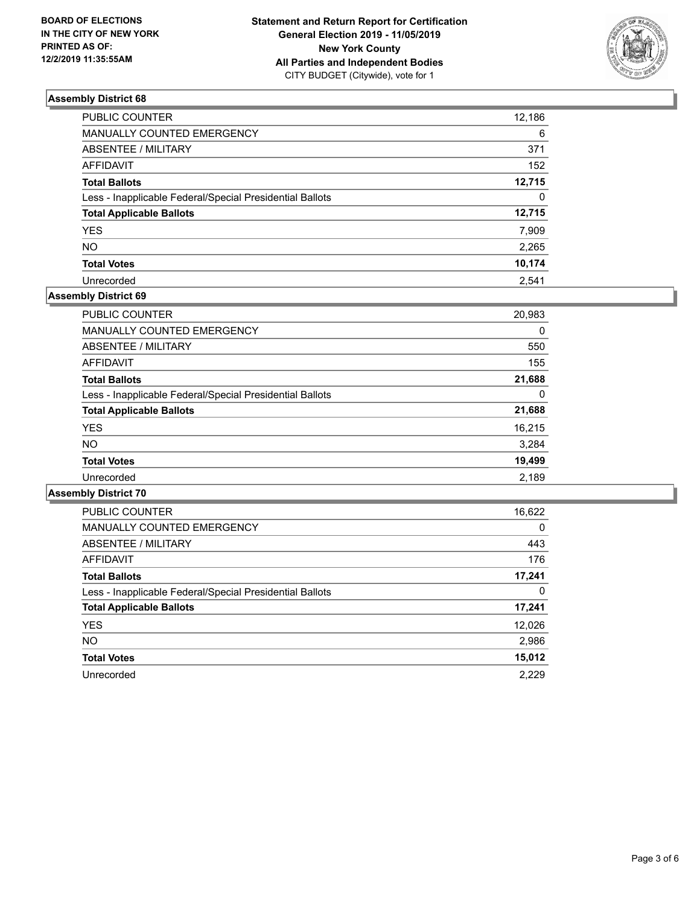BOARD OF ELECTIONS
IN THE CITY OF NEW YORK
PRINTED AS OF:
12/2/2019 11:35:55AM

**Statement and Return Report for Certification**
**General Election 2019 - 11/05/2019**
**New York County**
**All Parties and Independent Bodies**
CITY BUDGET (Citywide), vote for 1

### Assembly District 68

| | |
|---|---|
| PUBLIC COUNTER | 12,186 |
| MANUALLY COUNTED EMERGENCY | 6 |
| ABSENTEE / MILITARY | 371 |
| AFFIDAVIT | 152 |
| **Total Ballots** | **12,715** |
| Less - Inapplicable Federal/Special Presidential Ballots | 0 |
| **Total Applicable Ballots** | **12,715** |
| YES | 7,909 |
| NO | 2,265 |
| **Total Votes** | **10,174** |
| Unrecorded | 2,541 |

### Assembly District 69

| | |
|---|---|
| PUBLIC COUNTER | 20,983 |
| MANUALLY COUNTED EMERGENCY | 0 |
| ABSENTEE / MILITARY | 550 |
| AFFIDAVIT | 155 |
| **Total Ballots** | **21,688** |
| Less - Inapplicable Federal/Special Presidential Ballots | 0 |
| **Total Applicable Ballots** | **21,688** |
| YES | 16,215 |
| NO | 3,284 |
| **Total Votes** | **19,499** |
| Unrecorded | 2,189 |

### Assembly District 70

| | |
|---|---|
| PUBLIC COUNTER | 16,622 |
| MANUALLY COUNTED EMERGENCY | 0 |
| ABSENTEE / MILITARY | 443 |
| AFFIDAVIT | 176 |
| **Total Ballots** | **17,241** |
| Less - Inapplicable Federal/Special Presidential Ballots | 0 |
| **Total Applicable Ballots** | **17,241** |
| YES | 12,026 |
| NO | 2,986 |
| **Total Votes** | **15,012** |
| Unrecorded | 2,229 |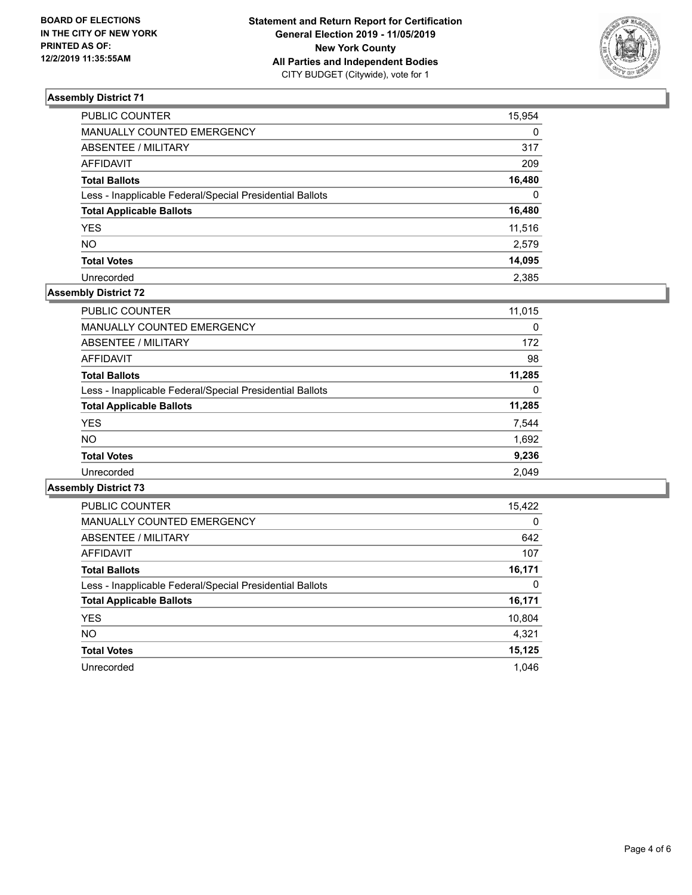**BOARD OF ELECTIONS IN THE CITY OF NEW YORK PRINTED AS OF: 12/2/2019 11:35:55AM**

**Statement and Return Report for Certification General Election 2019 - 11/05/2019 New York County All Parties and Independent Bodies**
CITY BUDGET (Citywide), vote for 1

### Assembly District 71

| | |
|---|---|
| PUBLIC COUNTER | 15,954 |
| MANUALLY COUNTED EMERGENCY | 0 |
| ABSENTEE / MILITARY | 317 |
| AFFIDAVIT | 209 |
| **Total Ballots** | **16,480** |
| Less - Inapplicable Federal/Special Presidential Ballots | 0 |
| **Total Applicable Ballots** | **16,480** |
| YES | 11,516 |
| NO | 2,579 |
| **Total Votes** | **14,095** |
| Unrecorded | 2,385 |

### Assembly District 72

| | |
|---|---|
| PUBLIC COUNTER | 11,015 |
| MANUALLY COUNTED EMERGENCY | 0 |
| ABSENTEE / MILITARY | 172 |
| AFFIDAVIT | 98 |
| **Total Ballots** | **11,285** |
| Less - Inapplicable Federal/Special Presidential Ballots | 0 |
| **Total Applicable Ballots** | **11,285** |
| YES | 7,544 |
| NO | 1,692 |
| **Total Votes** | **9,236** |
| Unrecorded | 2,049 |

### Assembly District 73

| | |
|---|---|
| PUBLIC COUNTER | 15,422 |
| MANUALLY COUNTED EMERGENCY | 0 |
| ABSENTEE / MILITARY | 642 |
| AFFIDAVIT | 107 |
| **Total Ballots** | **16,171** |
| Less - Inapplicable Federal/Special Presidential Ballots | 0 |
| **Total Applicable Ballots** | **16,171** |
| YES | 10,804 |
| NO | 4,321 |
| **Total Votes** | **15,125** |
| Unrecorded | 1,046 |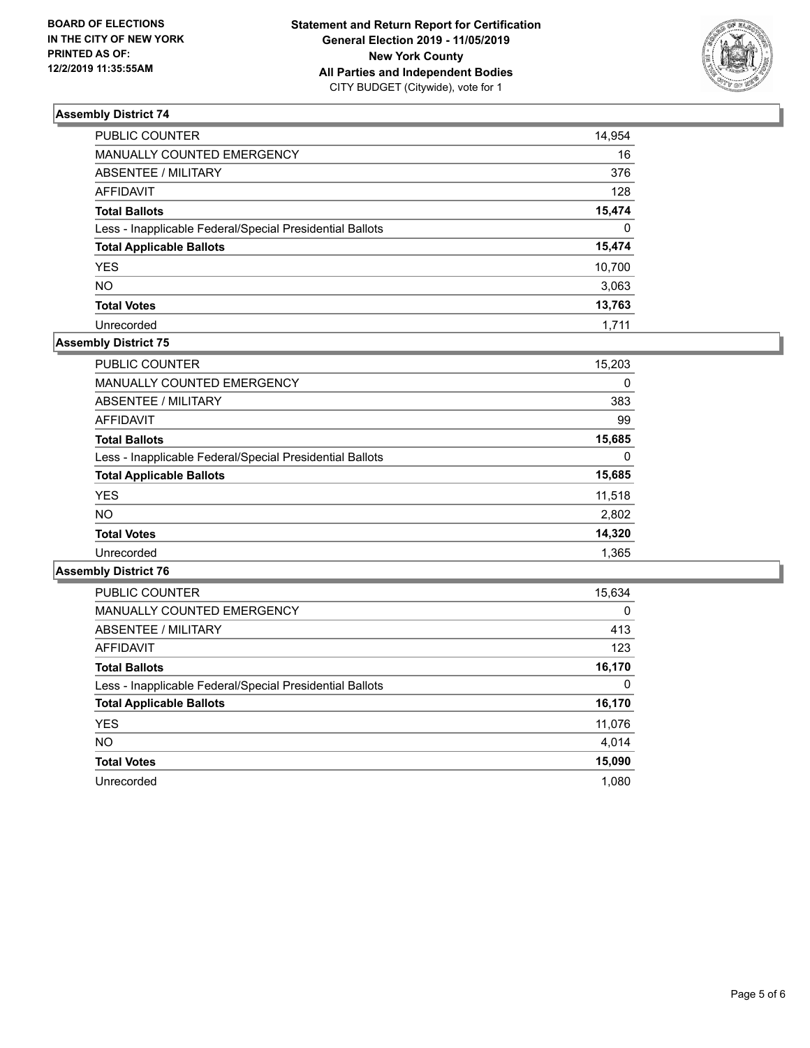**BOARD OF ELECTIONS IN THE CITY OF NEW YORK PRINTED AS OF: 12/2/2019 11:35:55AM**

**Statement and Return Report for Certification General Election 2019 - 11/05/2019 New York County All Parties and Independent Bodies**
CITY BUDGET (Citywide), vote for 1

### Assembly District 74

| | |
|---|---|
| PUBLIC COUNTER | 14,954 |
| MANUALLY COUNTED EMERGENCY | 16 |
| ABSENTEE / MILITARY | 376 |
| AFFIDAVIT | 128 |
| **Total Ballots** | **15,474** |
| Less - Inapplicable Federal/Special Presidential Ballots | 0 |
| **Total Applicable Ballots** | **15,474** |
| YES | 10,700 |
| NO | 3,063 |
| **Total Votes** | **13,763** |
| Unrecorded | 1,711 |

### Assembly District 75

| | |
|---|---|
| PUBLIC COUNTER | 15,203 |
| MANUALLY COUNTED EMERGENCY | 0 |
| ABSENTEE / MILITARY | 383 |
| AFFIDAVIT | 99 |
| **Total Ballots** | **15,685** |
| Less - Inapplicable Federal/Special Presidential Ballots | 0 |
| **Total Applicable Ballots** | **15,685** |
| YES | 11,518 |
| NO | 2,802 |
| **Total Votes** | **14,320** |
| Unrecorded | 1,365 |

### Assembly District 76

| | |
|---|---|
| PUBLIC COUNTER | 15,634 |
| MANUALLY COUNTED EMERGENCY | 0 |
| ABSENTEE / MILITARY | 413 |
| AFFIDAVIT | 123 |
| **Total Ballots** | **16,170** |
| Less - Inapplicable Federal/Special Presidential Ballots | 0 |
| **Total Applicable Ballots** | **16,170** |
| YES | 11,076 |
| NO | 4,014 |
| **Total Votes** | **15,090** |
| Unrecorded | 1,080 |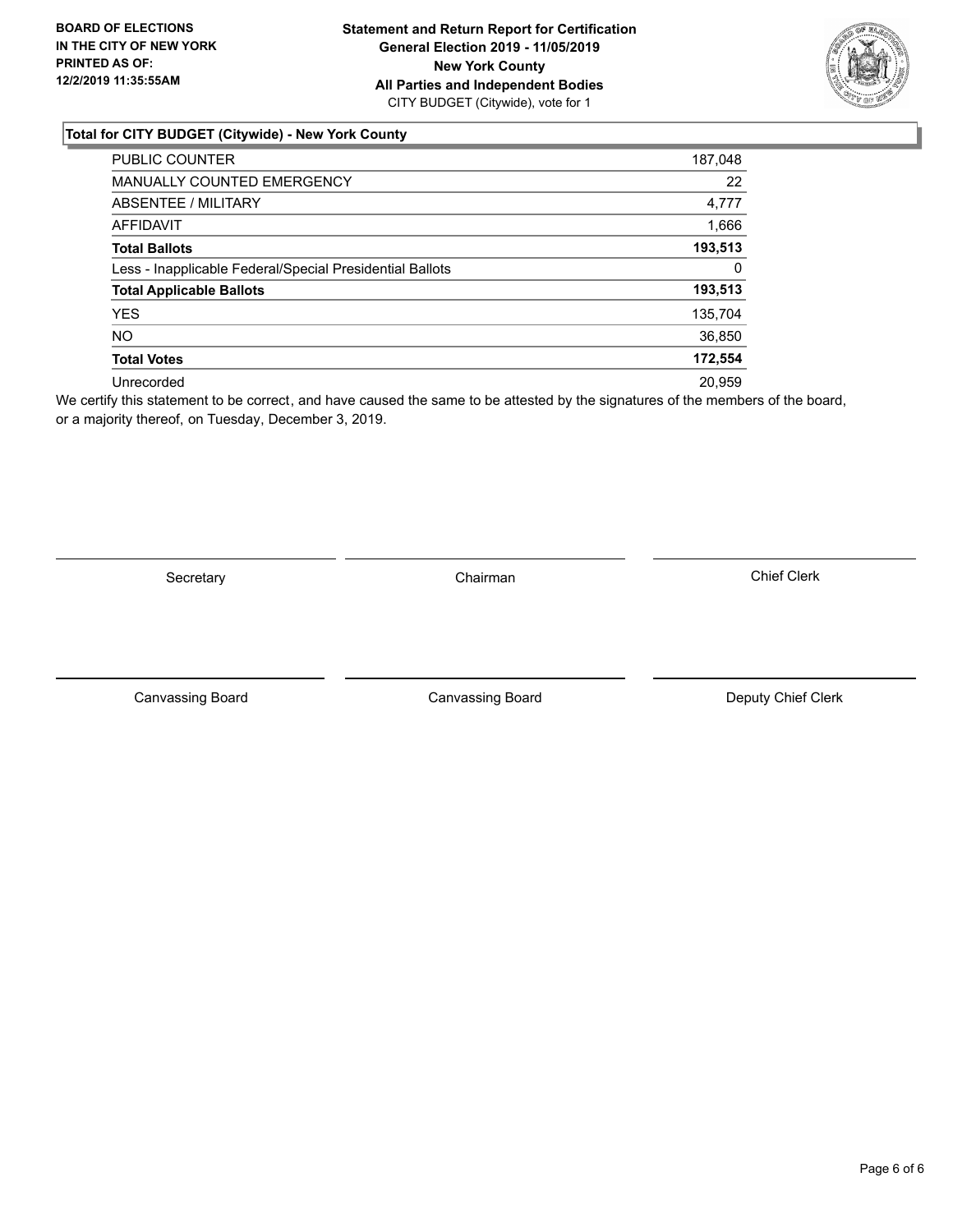**BOARD OF ELECTIONS IN THE CITY OF NEW YORK PRINTED AS OF: 12/2/2019 11:35:55AM**

**Statement and Return Report for Certification General Election 2019 - 11/05/2019 New York County All Parties and Independent Bodies**
CITY BUDGET (Citywide), vote for 1

## Total for CITY BUDGET (Citywide) - New York County

| | |
|---|---|
| PUBLIC COUNTER | 187,048 |
| MANUALLY COUNTED EMERGENCY | 22 |
| ABSENTEE / MILITARY | 4,777 |
| AFFIDAVIT | 1,666 |
| **Total Ballots** | **193,513** |
| Less - Inapplicable Federal/Special Presidential Ballots | 0 |
| **Total Applicable Ballots** | **193,513** |
| YES | 135,704 |
| NO | 36,850 |
| **Total Votes** | **172,554** |
| Unrecorded | 20,959 |

We certify this statement to be correct, and have caused the same to be attested by the signatures of the members of the board, or a majority thereof, on Tuesday, December 3, 2019.

Secretary

Chairman

Chief Clerk

Canvassing Board

Canvassing Board

Deputy Chief Clerk